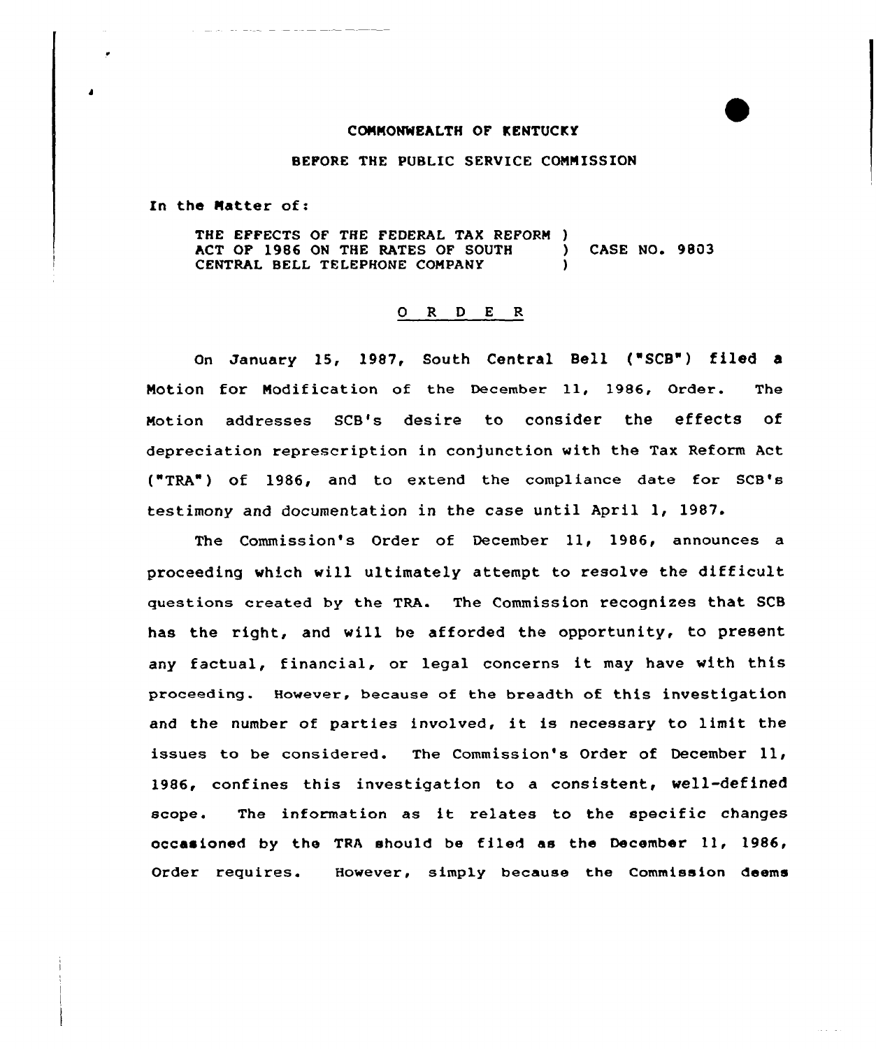COMMONWEALTH OF KENTUCKY

BEFORE THE PUBLIC SERVICE COMMISSION

In the Matter of:

THE EFFECTS OF THE FEDERAL TAX REFORM ) ACT OF 1986 ON THE RATES OF SOUTH ) CASE NO. 9803 CENTRAL BELL TELEPHONE COMPANY )

O R D E R

On January 15, 1987, South Central Bell ("SCB") filed a Motion for Modification of the December 11, 1986, Order. The Motion addresses SCB's desire to consider the effects of depreciation represcription in conjunction with the Tax Reform Act ("TRA") of 1986, and to extend the compliance date for SCB's testimony and documentation in the case until April 1, 1987.

The Commission's Order of December 11, 1986, announces a proceeding which will ultimately attempt to resolve the difficult questions created by the TRA. The Commission recognizes that SCB has the right, and will be afforded the opportunity, to present any factual, financial, or legal concerns it may have with this proceeding. However, because of the breadth of this investigation and the number of parties involved, it is necessary to limit the issues to be considered. The Commission's Order of December 11, 1986, confines this investigation to a consistent, well-defined scope. The information as it relates to the specific changes occasioned by the TRA should be filed as the December 11, 1986, Order requires. However, simply because the Commission deems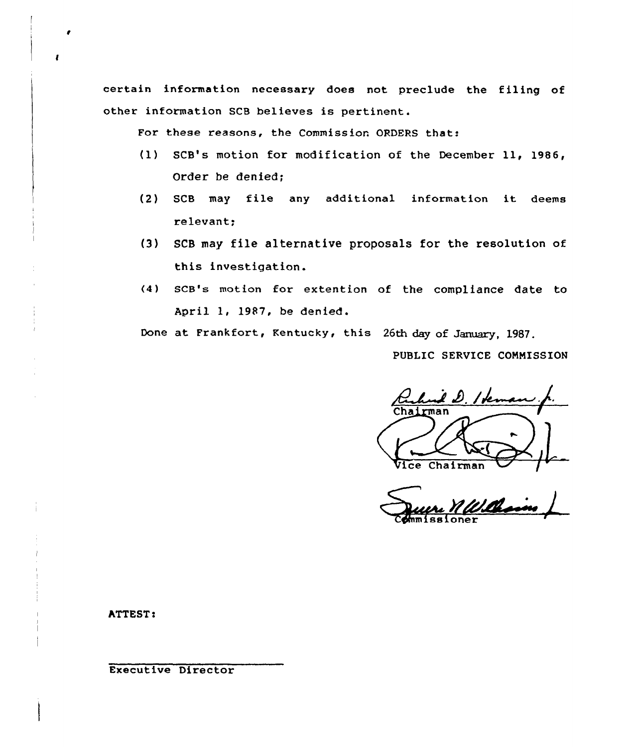certain information necessary does not preclude the filing of other information SCB believes is pertinent.

For these reasons, the Commission ORDERS that:

(1) SCB's motion for modification of the December 11, 1986, Order be denied;

(2) SCB may file any additional information it deems relevant;

(3) SCB may file alternative proposals for the resolution of this investigation.

(4) SCB's motion for extention of the compliance date to April 1, 1987, be denied.

Done at Frankfort, Kentucky, this 26th day of January, 1987.

PUBLIC SERVICE COMMISSION

Chairman

Vice Chairman

Commissioner

ATTEST:

Executive Director